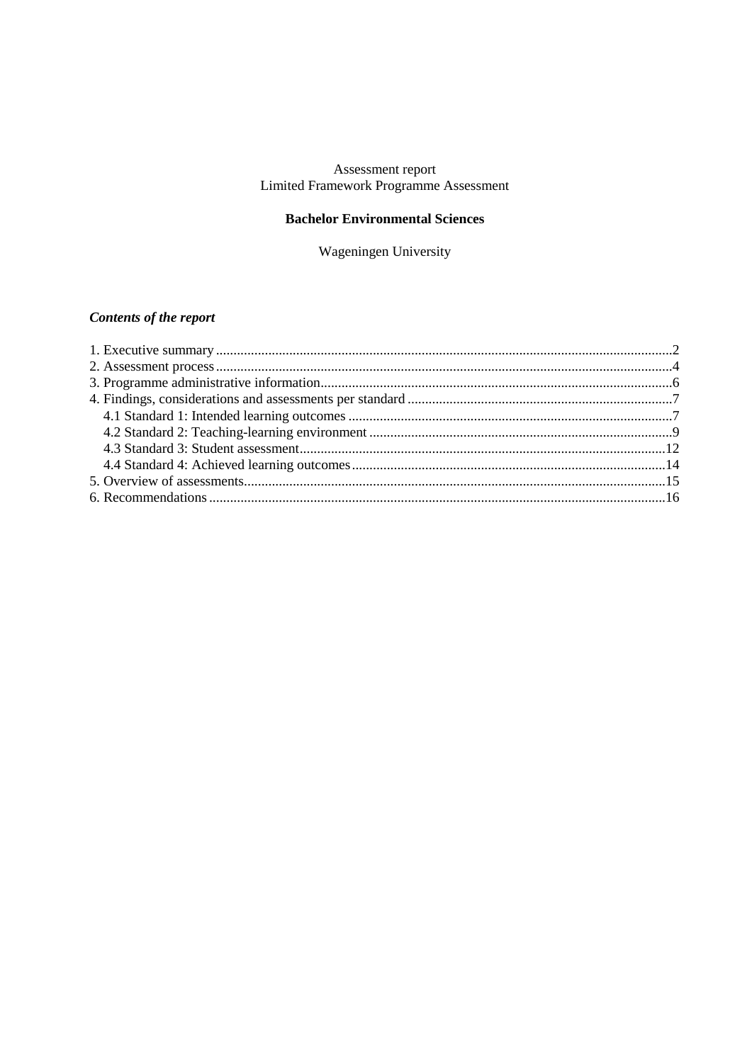Assessment report
Limited Framework Programme Assessment

**Bachelor Environmental Sciences**

Wageningen University

### *Contents of the report*

1. Executive summary ....................................................................................................2
2. Assessment process ....................................................................................................4
3. Programme administrative information.....................................................................6
4. Findings, considerations and assessments per standard ............................................7
    4.1 Standard 1: Intended learning outcomes ..............................................................7
    4.2 Standard 2: Teaching-learning environment .........................................................9
    4.3 Standard 3: Student assessment...........................................................................12
    4.4 Standard 4: Achieved learning outcomes ............................................................14
5. Overview of assessments...........................................................................................15
6. Recommendations .....................................................................................................16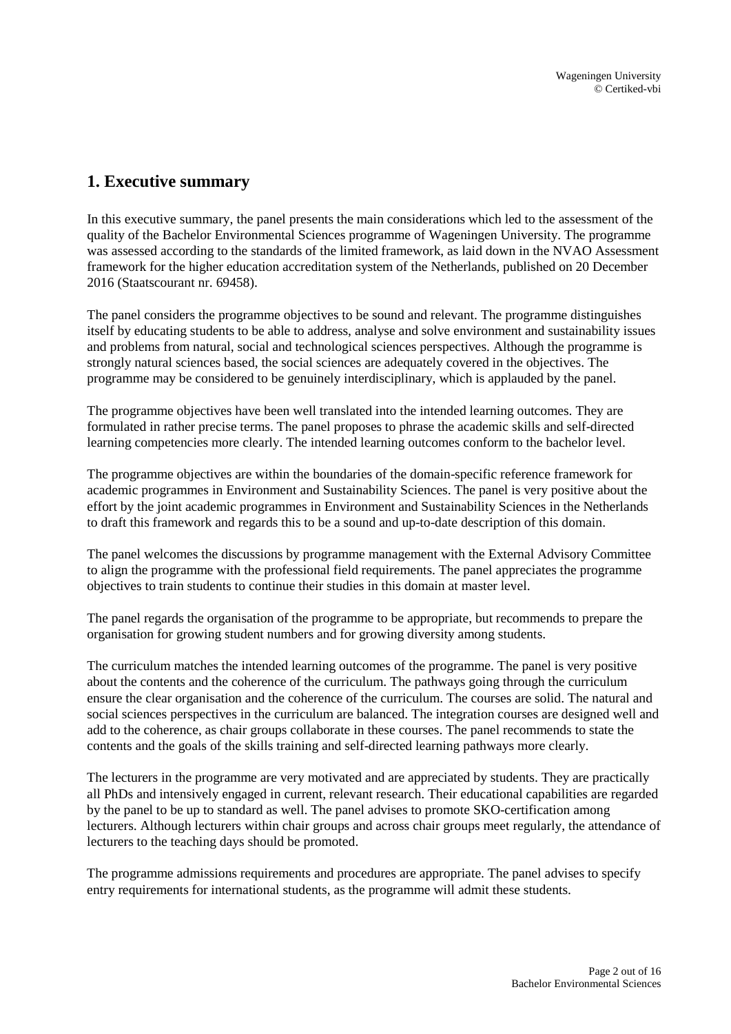## 1. Executive summary

In this executive summary, the panel presents the main considerations which led to the assessment of the quality of the Bachelor Environmental Sciences programme of Wageningen University. The programme was assessed according to the standards of the limited framework, as laid down in the NVAO Assessment framework for the higher education accreditation system of the Netherlands, published on 20 December 2016 (Staatscourant nr. 69458).

The panel considers the programme objectives to be sound and relevant. The programme distinguishes itself by educating students to be able to address, analyse and solve environment and sustainability issues and problems from natural, social and technological sciences perspectives. Although the programme is strongly natural sciences based, the social sciences are adequately covered in the objectives. The programme may be considered to be genuinely interdisciplinary, which is applauded by the panel.

The programme objectives have been well translated into the intended learning outcomes. They are formulated in rather precise terms. The panel proposes to phrase the academic skills and self-directed learning competencies more clearly. The intended learning outcomes conform to the bachelor level.

The programme objectives are within the boundaries of the domain-specific reference framework for academic programmes in Environment and Sustainability Sciences. The panel is very positive about the effort by the joint academic programmes in Environment and Sustainability Sciences in the Netherlands to draft this framework and regards this to be a sound and up-to-date description of this domain.

The panel welcomes the discussions by programme management with the External Advisory Committee to align the programme with the professional field requirements. The panel appreciates the programme objectives to train students to continue their studies in this domain at master level.

The panel regards the organisation of the programme to be appropriate, but recommends to prepare the organisation for growing student numbers and for growing diversity among students.

The curriculum matches the intended learning outcomes of the programme. The panel is very positive about the contents and the coherence of the curriculum. The pathways going through the curriculum ensure the clear organisation and the coherence of the curriculum. The courses are solid. The natural and social sciences perspectives in the curriculum are balanced. The integration courses are designed well and add to the coherence, as chair groups collaborate in these courses. The panel recommends to state the contents and the goals of the skills training and self-directed learning pathways more clearly.

The lecturers in the programme are very motivated and are appreciated by students. They are practically all PhDs and intensively engaged in current, relevant research. Their educational capabilities are regarded by the panel to be up to standard as well. The panel advises to promote SKO-certification among lecturers. Although lecturers within chair groups and across chair groups meet regularly, the attendance of lecturers to the teaching days should be promoted.

The programme admissions requirements and procedures are appropriate. The panel advises to specify entry requirements for international students, as the programme will admit these students.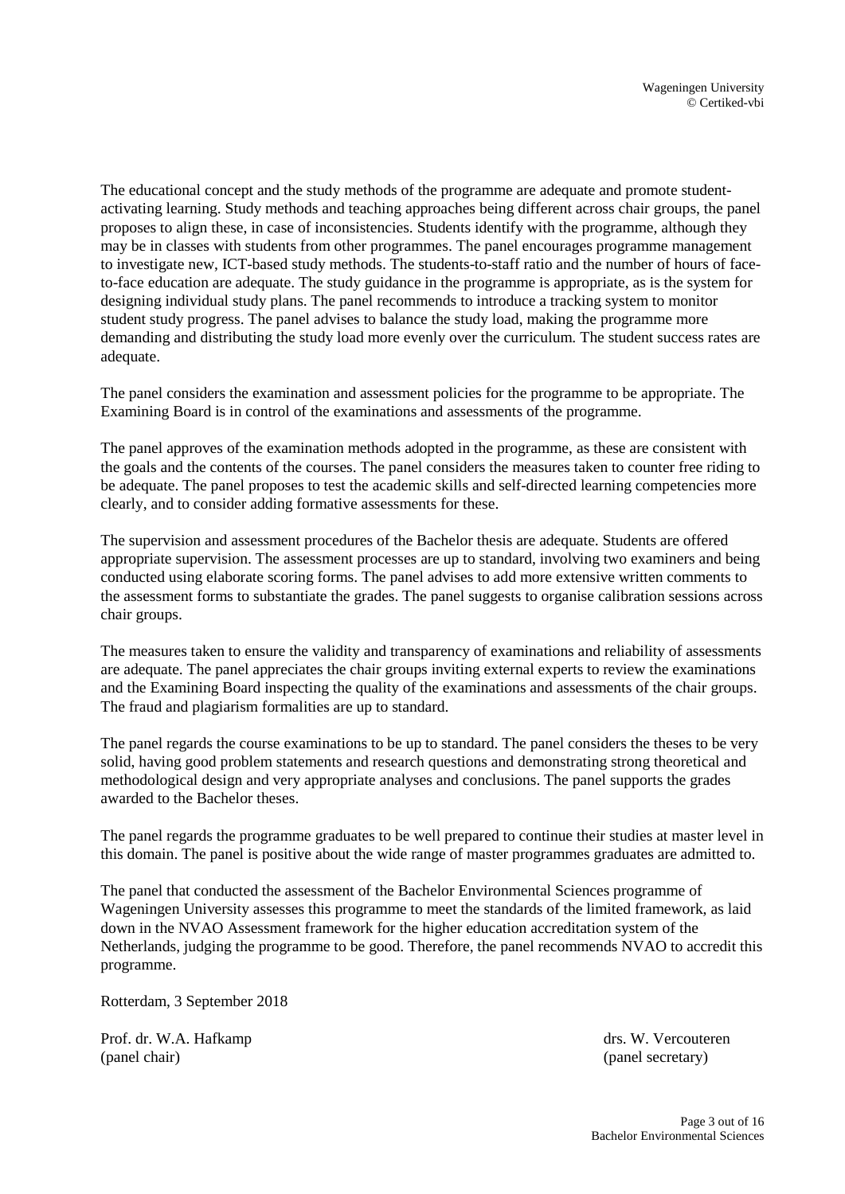The educational concept and the study methods of the programme are adequate and promote student-activating learning. Study methods and teaching approaches being different across chair groups, the panel proposes to align these, in case of inconsistencies. Students identify with the programme, although they may be in classes with students from other programmes. The panel encourages programme management to investigate new, ICT-based study methods. The students-to-staff ratio and the number of hours of face-to-face education are adequate. The study guidance in the programme is appropriate, as is the system for designing individual study plans. The panel recommends to introduce a tracking system to monitor student study progress. The panel advises to balance the study load, making the programme more demanding and distributing the study load more evenly over the curriculum. The student success rates are adequate.

The panel considers the examination and assessment policies for the programme to be appropriate. The Examining Board is in control of the examinations and assessments of the programme.

The panel approves of the examination methods adopted in the programme, as these are consistent with the goals and the contents of the courses. The panel considers the measures taken to counter free riding to be adequate. The panel proposes to test the academic skills and self-directed learning competencies more clearly, and to consider adding formative assessments for these.

The supervision and assessment procedures of the Bachelor thesis are adequate. Students are offered appropriate supervision. The assessment processes are up to standard, involving two examiners and being conducted using elaborate scoring forms. The panel advises to add more extensive written comments to the assessment forms to substantiate the grades. The panel suggests to organise calibration sessions across chair groups.

The measures taken to ensure the validity and transparency of examinations and reliability of assessments are adequate. The panel appreciates the chair groups inviting external experts to review the examinations and the Examining Board inspecting the quality of the examinations and assessments of the chair groups. The fraud and plagiarism formalities are up to standard.

The panel regards the course examinations to be up to standard. The panel considers the theses to be very solid, having good problem statements and research questions and demonstrating strong theoretical and methodological design and very appropriate analyses and conclusions. The panel supports the grades awarded to the Bachelor theses.

The panel regards the programme graduates to be well prepared to continue their studies at master level in this domain. The panel is positive about the wide range of master programmes graduates are admitted to.

The panel that conducted the assessment of the Bachelor Environmental Sciences programme of Wageningen University assesses this programme to meet the standards of the limited framework, as laid down in the NVAO Assessment framework for the higher education accreditation system of the Netherlands, judging the programme to be good. Therefore, the panel recommends NVAO to accredit this programme.

Rotterdam, 3 September 2018

Prof. dr. W.A. Hafkamp
(panel chair)

drs. W. Vercouteren
(panel secretary)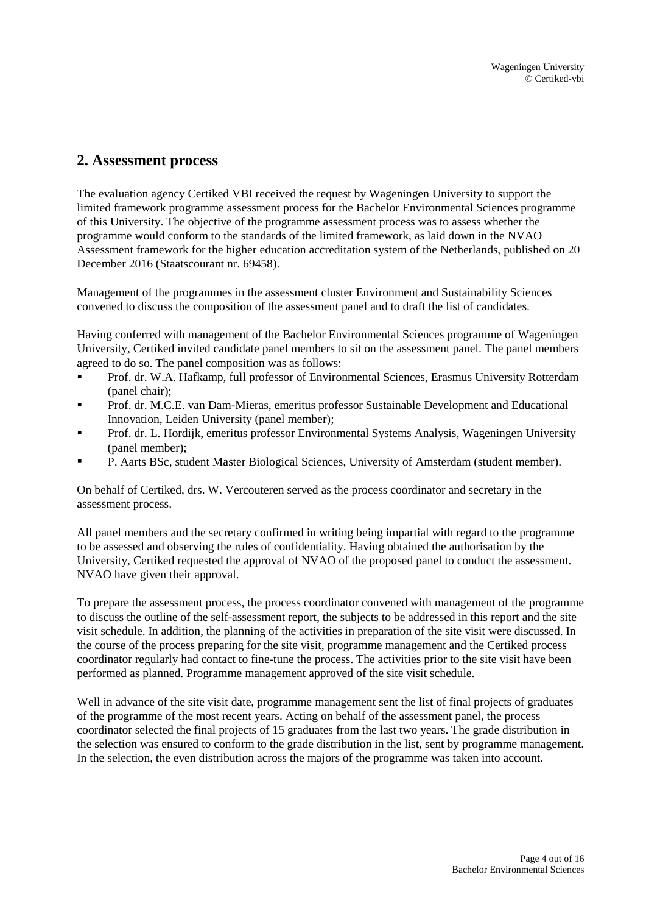## 2. Assessment process

The evaluation agency Certiked VBI received the request by Wageningen University to support the limited framework programme assessment process for the Bachelor Environmental Sciences programme of this University. The objective of the programme assessment process was to assess whether the programme would conform to the standards of the limited framework, as laid down in the NVAO Assessment framework for the higher education accreditation system of the Netherlands, published on 20 December 2016 (Staatscourant nr. 69458).

Management of the programmes in the assessment cluster Environment and Sustainability Sciences convened to discuss the composition of the assessment panel and to draft the list of candidates.

Having conferred with management of the Bachelor Environmental Sciences programme of Wageningen University, Certiked invited candidate panel members to sit on the assessment panel. The panel members agreed to do so. The panel composition was as follows:

- Prof. dr. W.A. Hafkamp, full professor of Environmental Sciences, Erasmus University Rotterdam (panel chair);
- Prof. dr. M.C.E. van Dam-Mieras, emeritus professor Sustainable Development and Educational Innovation, Leiden University (panel member);
- Prof. dr. L. Hordijk, emeritus professor Environmental Systems Analysis, Wageningen University (panel member);
- P. Aarts BSc, student Master Biological Sciences, University of Amsterdam (student member).

On behalf of Certiked, drs. W. Vercouteren served as the process coordinator and secretary in the assessment process.

All panel members and the secretary confirmed in writing being impartial with regard to the programme to be assessed and observing the rules of confidentiality. Having obtained the authorisation by the University, Certiked requested the approval of NVAO of the proposed panel to conduct the assessment. NVAO have given their approval.

To prepare the assessment process, the process coordinator convened with management of the programme to discuss the outline of the self-assessment report, the subjects to be addressed in this report and the site visit schedule. In addition, the planning of the activities in preparation of the site visit were discussed. In the course of the process preparing for the site visit, programme management and the Certiked process coordinator regularly had contact to fine-tune the process. The activities prior to the site visit have been performed as planned. Programme management approved of the site visit schedule.

Well in advance of the site visit date, programme management sent the list of final projects of graduates of the programme of the most recent years. Acting on behalf of the assessment panel, the process coordinator selected the final projects of 15 graduates from the last two years. The grade distribution in the selection was ensured to conform to the grade distribution in the list, sent by programme management. In the selection, the even distribution across the majors of the programme was taken into account.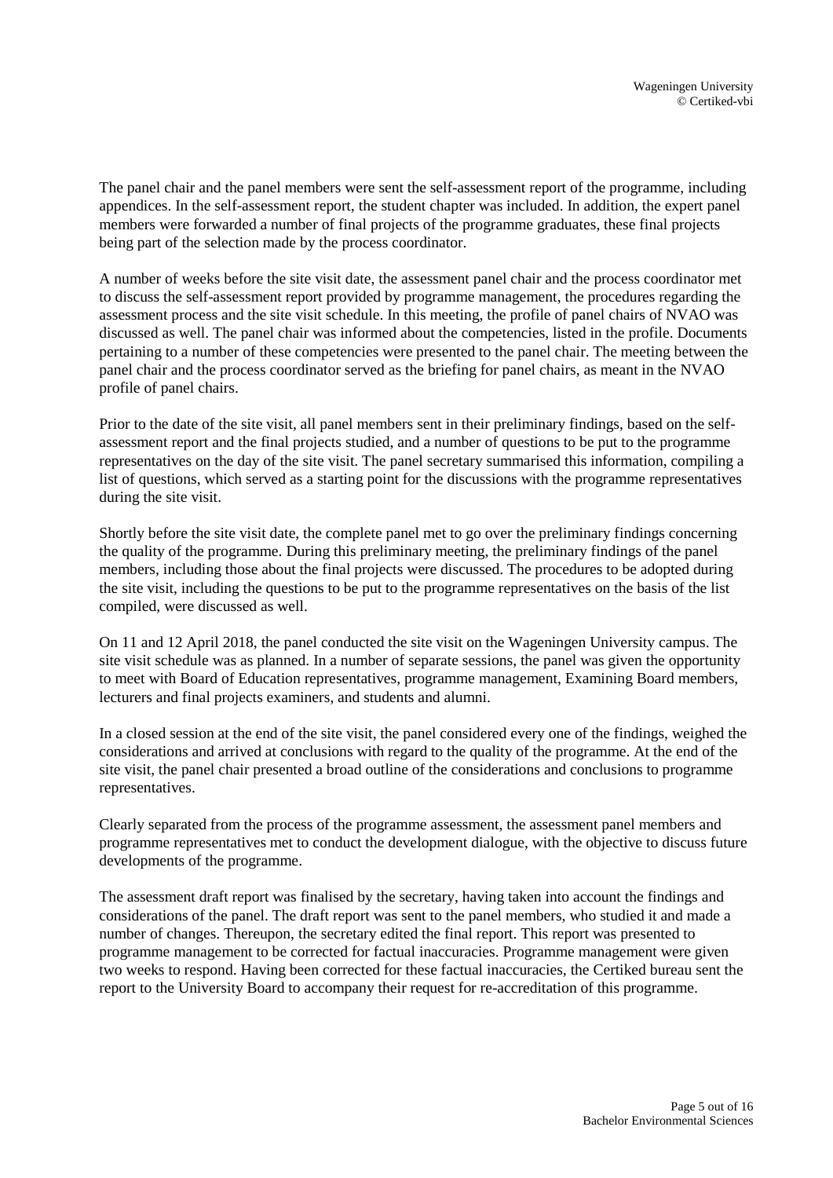The panel chair and the panel members were sent the self-assessment report of the programme, including appendices. In the self-assessment report, the student chapter was included. In addition, the expert panel members were forwarded a number of final projects of the programme graduates, these final projects being part of the selection made by the process coordinator.

A number of weeks before the site visit date, the assessment panel chair and the process coordinator met to discuss the self-assessment report provided by programme management, the procedures regarding the assessment process and the site visit schedule. In this meeting, the profile of panel chairs of NVAO was discussed as well. The panel chair was informed about the competencies, listed in the profile. Documents pertaining to a number of these competencies were presented to the panel chair. The meeting between the panel chair and the process coordinator served as the briefing for panel chairs, as meant in the NVAO profile of panel chairs.

Prior to the date of the site visit, all panel members sent in their preliminary findings, based on the self-assessment report and the final projects studied, and a number of questions to be put to the programme representatives on the day of the site visit. The panel secretary summarised this information, compiling a list of questions, which served as a starting point for the discussions with the programme representatives during the site visit.

Shortly before the site visit date, the complete panel met to go over the preliminary findings concerning the quality of the programme. During this preliminary meeting, the preliminary findings of the panel members, including those about the final projects were discussed. The procedures to be adopted during the site visit, including the questions to be put to the programme representatives on the basis of the list compiled, were discussed as well.

On 11 and 12 April 2018, the panel conducted the site visit on the Wageningen University campus. The site visit schedule was as planned. In a number of separate sessions, the panel was given the opportunity to meet with Board of Education representatives, programme management, Examining Board members, lecturers and final projects examiners, and students and alumni.

In a closed session at the end of the site visit, the panel considered every one of the findings, weighed the considerations and arrived at conclusions with regard to the quality of the programme. At the end of the site visit, the panel chair presented a broad outline of the considerations and conclusions to programme representatives.

Clearly separated from the process of the programme assessment, the assessment panel members and programme representatives met to conduct the development dialogue, with the objective to discuss future developments of the programme.

The assessment draft report was finalised by the secretary, having taken into account the findings and considerations of the panel. The draft report was sent to the panel members, who studied it and made a number of changes. Thereupon, the secretary edited the final report. This report was presented to programme management to be corrected for factual inaccuracies. Programme management were given two weeks to respond. Having been corrected for these factual inaccuracies, the Certiked bureau sent the report to the University Board to accompany their request for re-accreditation of this programme.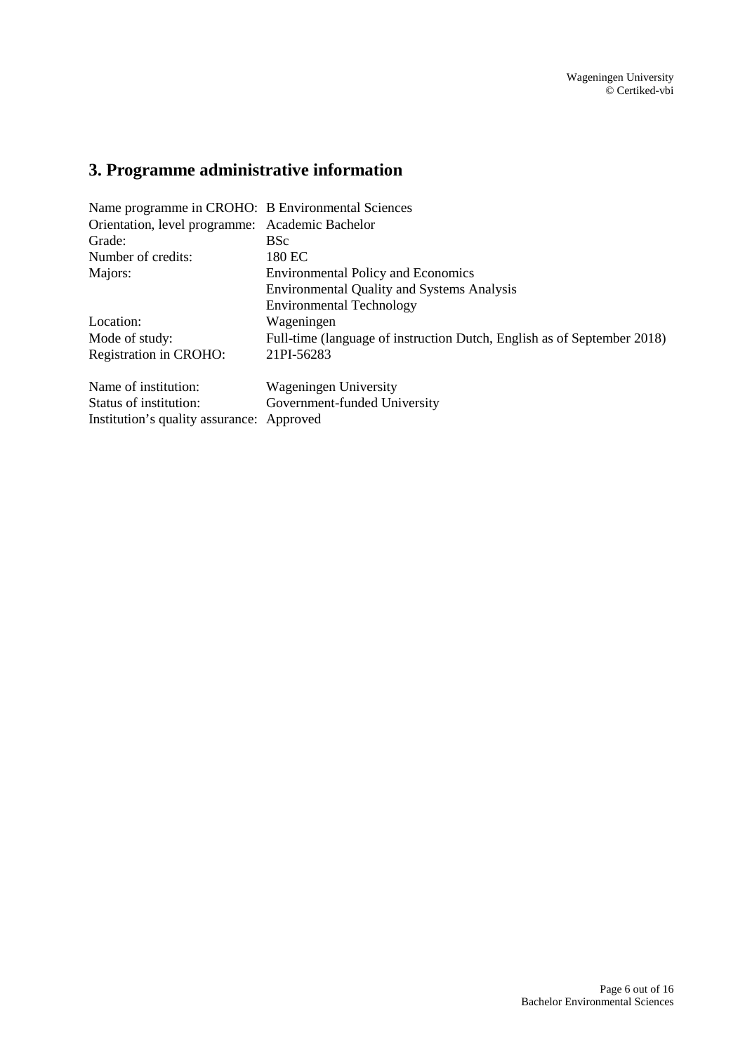# 3. Programme administrative information

| | |
|---|---|
| Name programme in CROHO: | B Environmental Sciences |
| Orientation, level programme: | Academic Bachelor |
| Grade: | BSc |
| Number of credits: | 180 EC |
| Majors: | Environmental Policy and Economics |
| | Environmental Quality and Systems Analysis |
| | Environmental Technology |
| Location: | Wageningen |
| Mode of study: | Full-time (language of instruction Dutch, English as of September 2018) |
| Registration in CROHO: | 21PI-56283 |

| | |
|---|---|
| Name of institution: | Wageningen University |
| Status of institution: | Government-funded University |
| Institution's quality assurance: | Approved |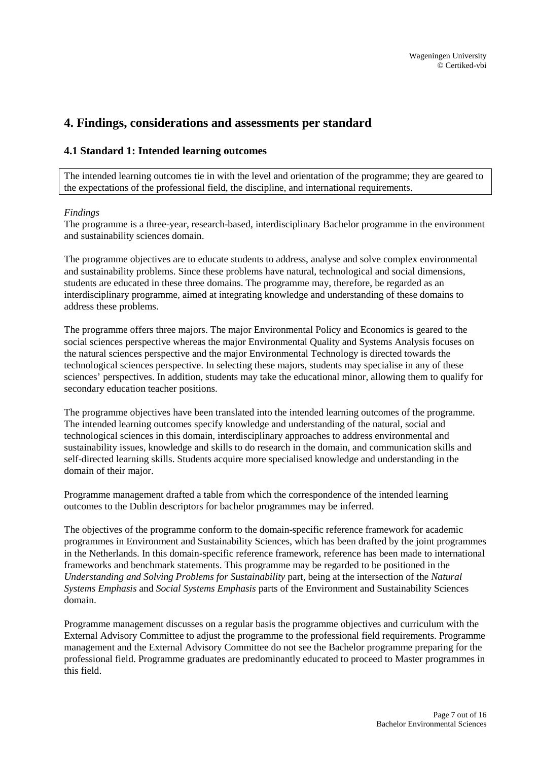# 4. Findings, considerations and assessments per standard

## 4.1 Standard 1: Intended learning outcomes

The intended learning outcomes tie in with the level and orientation of the programme; they are geared to the expectations of the professional field, the discipline, and international requirements.

*Findings*

The programme is a three-year, research-based, interdisciplinary Bachelor programme in the environment and sustainability sciences domain.

The programme objectives are to educate students to address, analyse and solve complex environmental and sustainability problems. Since these problems have natural, technological and social dimensions, students are educated in these three domains. The programme may, therefore, be regarded as an interdisciplinary programme, aimed at integrating knowledge and understanding of these domains to address these problems.

The programme offers three majors. The major Environmental Policy and Economics is geared to the social sciences perspective whereas the major Environmental Quality and Systems Analysis focuses on the natural sciences perspective and the major Environmental Technology is directed towards the technological sciences perspective. In selecting these majors, students may specialise in any of these sciences' perspectives. In addition, students may take the educational minor, allowing them to qualify for secondary education teacher positions.

The programme objectives have been translated into the intended learning outcomes of the programme. The intended learning outcomes specify knowledge and understanding of the natural, social and technological sciences in this domain, interdisciplinary approaches to address environmental and sustainability issues, knowledge and skills to do research in the domain, and communication skills and self-directed learning skills. Students acquire more specialised knowledge and understanding in the domain of their major.

Programme management drafted a table from which the correspondence of the intended learning outcomes to the Dublin descriptors for bachelor programmes may be inferred.

The objectives of the programme conform to the domain-specific reference framework for academic programmes in Environment and Sustainability Sciences, which has been drafted by the joint programmes in the Netherlands. In this domain-specific reference framework, reference has been made to international frameworks and benchmark statements. This programme may be regarded to be positioned in the *Understanding and Solving Problems for Sustainability* part, being at the intersection of the *Natural Systems Emphasis* and *Social Systems Emphasis* parts of the Environment and Sustainability Sciences domain.

Programme management discusses on a regular basis the programme objectives and curriculum with the External Advisory Committee to adjust the programme to the professional field requirements. Programme management and the External Advisory Committee do not see the Bachelor programme preparing for the professional field. Programme graduates are predominantly educated to proceed to Master programmes in this field.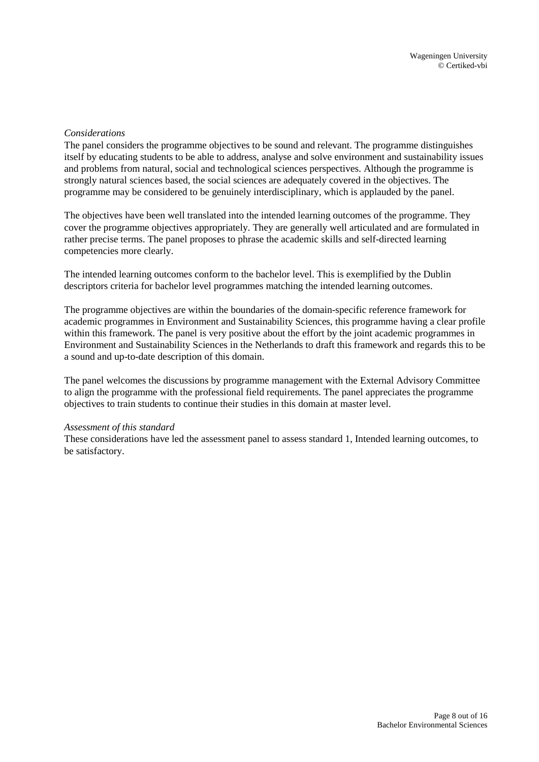*Considerations*

The panel considers the programme objectives to be sound and relevant. The programme distinguishes itself by educating students to be able to address, analyse and solve environment and sustainability issues and problems from natural, social and technological sciences perspectives. Although the programme is strongly natural sciences based, the social sciences are adequately covered in the objectives. The programme may be considered to be genuinely interdisciplinary, which is applauded by the panel.

The objectives have been well translated into the intended learning outcomes of the programme. They cover the programme objectives appropriately. They are generally well articulated and are formulated in rather precise terms. The panel proposes to phrase the academic skills and self-directed learning competencies more clearly.

The intended learning outcomes conform to the bachelor level. This is exemplified by the Dublin descriptors criteria for bachelor level programmes matching the intended learning outcomes.

The programme objectives are within the boundaries of the domain-specific reference framework for academic programmes in Environment and Sustainability Sciences, this programme having a clear profile within this framework. The panel is very positive about the effort by the joint academic programmes in Environment and Sustainability Sciences in the Netherlands to draft this framework and regards this to be a sound and up-to-date description of this domain.

The panel welcomes the discussions by programme management with the External Advisory Committee to align the programme with the professional field requirements. The panel appreciates the programme objectives to train students to continue their studies in this domain at master level.

*Assessment of this standard*

These considerations have led the assessment panel to assess standard 1, Intended learning outcomes, to be satisfactory.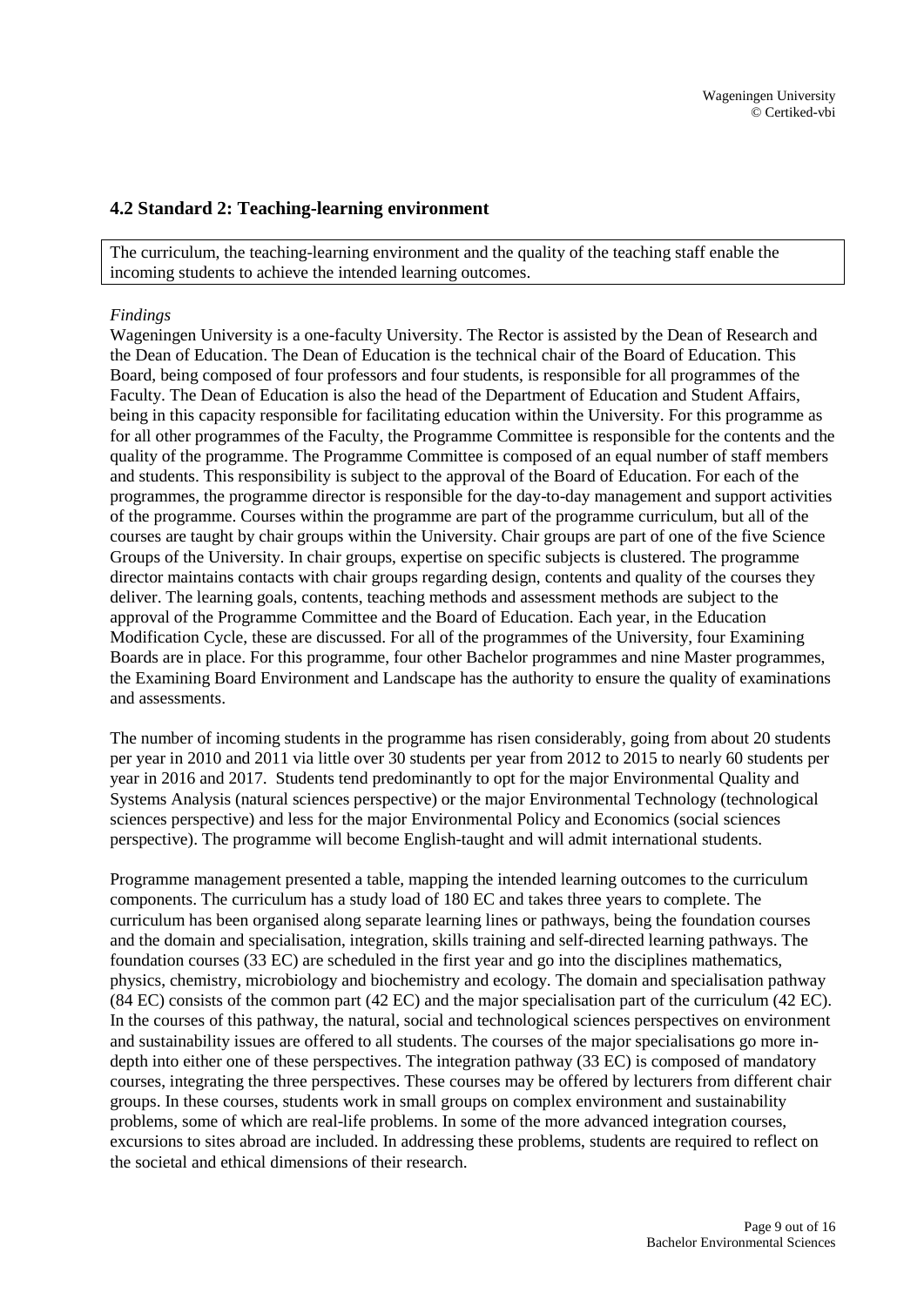## 4.2 Standard 2: Teaching-learning environment

The curriculum, the teaching-learning environment and the quality of the teaching staff enable the incoming students to achieve the intended learning outcomes.

*Findings*

Wageningen University is a one-faculty University. The Rector is assisted by the Dean of Research and the Dean of Education. The Dean of Education is the technical chair of the Board of Education. This Board, being composed of four professors and four students, is responsible for all programmes of the Faculty. The Dean of Education is also the head of the Department of Education and Student Affairs, being in this capacity responsible for facilitating education within the University. For this programme as for all other programmes of the Faculty, the Programme Committee is responsible for the contents and the quality of the programme. The Programme Committee is composed of an equal number of staff members and students. This responsibility is subject to the approval of the Board of Education. For each of the programmes, the programme director is responsible for the day-to-day management and support activities of the programme. Courses within the programme are part of the programme curriculum, but all of the courses are taught by chair groups within the University. Chair groups are part of one of the five Science Groups of the University. In chair groups, expertise on specific subjects is clustered. The programme director maintains contacts with chair groups regarding design, contents and quality of the courses they deliver. The learning goals, contents, teaching methods and assessment methods are subject to the approval of the Programme Committee and the Board of Education. Each year, in the Education Modification Cycle, these are discussed. For all of the programmes of the University, four Examining Boards are in place. For this programme, four other Bachelor programmes and nine Master programmes, the Examining Board Environment and Landscape has the authority to ensure the quality of examinations and assessments.

The number of incoming students in the programme has risen considerably, going from about 20 students per year in 2010 and 2011 via little over 30 students per year from 2012 to 2015 to nearly 60 students per year in 2016 and 2017. Students tend predominantly to opt for the major Environmental Quality and Systems Analysis (natural sciences perspective) or the major Environmental Technology (technological sciences perspective) and less for the major Environmental Policy and Economics (social sciences perspective). The programme will become English-taught and will admit international students.

Programme management presented a table, mapping the intended learning outcomes to the curriculum components. The curriculum has a study load of 180 EC and takes three years to complete. The curriculum has been organised along separate learning lines or pathways, being the foundation courses and the domain and specialisation, integration, skills training and self-directed learning pathways. The foundation courses (33 EC) are scheduled in the first year and go into the disciplines mathematics, physics, chemistry, microbiology and biochemistry and ecology. The domain and specialisation pathway (84 EC) consists of the common part (42 EC) and the major specialisation part of the curriculum (42 EC). In the courses of this pathway, the natural, social and technological sciences perspectives on environment and sustainability issues are offered to all students. The courses of the major specialisations go more in-depth into either one of these perspectives. The integration pathway (33 EC) is composed of mandatory courses, integrating the three perspectives. These courses may be offered by lecturers from different chair groups. In these courses, students work in small groups on complex environment and sustainability problems, some of which are real-life problems. In some of the more advanced integration courses, excursions to sites abroad are included. In addressing these problems, students are required to reflect on the societal and ethical dimensions of their research.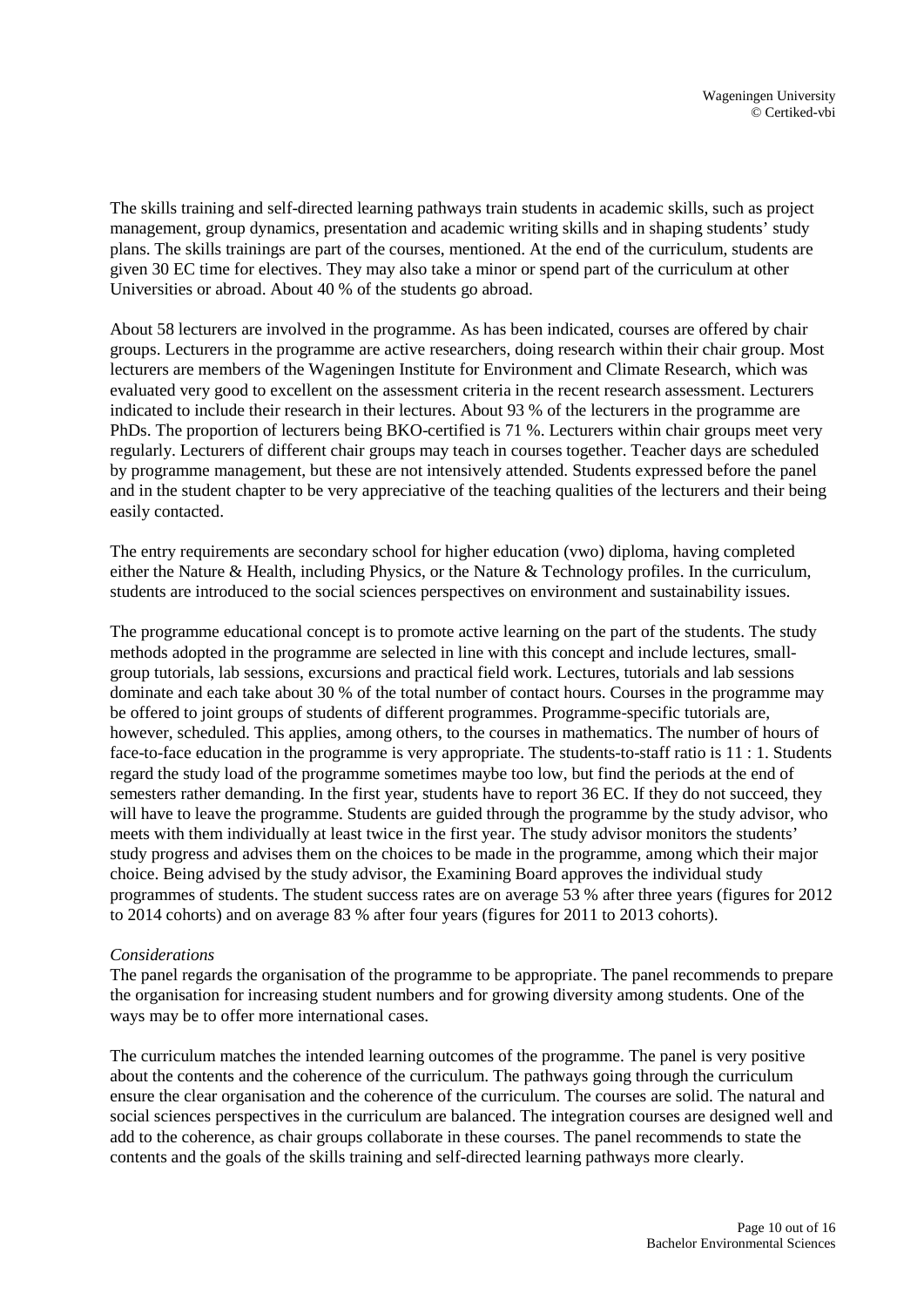The skills training and self-directed learning pathways train students in academic skills, such as project management, group dynamics, presentation and academic writing skills and in shaping students' study plans. The skills trainings are part of the courses, mentioned. At the end of the curriculum, students are given 30 EC time for electives. They may also take a minor or spend part of the curriculum at other Universities or abroad. About 40 % of the students go abroad.

About 58 lecturers are involved in the programme. As has been indicated, courses are offered by chair groups. Lecturers in the programme are active researchers, doing research within their chair group. Most lecturers are members of the Wageningen Institute for Environment and Climate Research, which was evaluated very good to excellent on the assessment criteria in the recent research assessment. Lecturers indicated to include their research in their lectures. About 93 % of the lecturers in the programme are PhDs. The proportion of lecturers being BKO-certified is 71 %. Lecturers within chair groups meet very regularly. Lecturers of different chair groups may teach in courses together. Teacher days are scheduled by programme management, but these are not intensively attended. Students expressed before the panel and in the student chapter to be very appreciative of the teaching qualities of the lecturers and their being easily contacted.

The entry requirements are secondary school for higher education (vwo) diploma, having completed either the Nature & Health, including Physics, or the Nature & Technology profiles. In the curriculum, students are introduced to the social sciences perspectives on environment and sustainability issues.

The programme educational concept is to promote active learning on the part of the students. The study methods adopted in the programme are selected in line with this concept and include lectures, small-group tutorials, lab sessions, excursions and practical field work. Lectures, tutorials and lab sessions dominate and each take about 30 % of the total number of contact hours. Courses in the programme may be offered to joint groups of students of different programmes. Programme-specific tutorials are, however, scheduled. This applies, among others, to the courses in mathematics. The number of hours of face-to-face education in the programme is very appropriate. The students-to-staff ratio is 11 : 1. Students regard the study load of the programme sometimes maybe too low, but find the periods at the end of semesters rather demanding. In the first year, students have to report 36 EC. If they do not succeed, they will have to leave the programme. Students are guided through the programme by the study advisor, who meets with them individually at least twice in the first year. The study advisor monitors the students' study progress and advises them on the choices to be made in the programme, among which their major choice. Being advised by the study advisor, the Examining Board approves the individual study programmes of students. The student success rates are on average 53 % after three years (figures for 2012 to 2014 cohorts) and on average 83 % after four years (figures for 2011 to 2013 cohorts).

*Considerations*

The panel regards the organisation of the programme to be appropriate. The panel recommends to prepare the organisation for increasing student numbers and for growing diversity among students. One of the ways may be to offer more international cases.

The curriculum matches the intended learning outcomes of the programme. The panel is very positive about the contents and the coherence of the curriculum. The pathways going through the curriculum ensure the clear organisation and the coherence of the curriculum. The courses are solid. The natural and social sciences perspectives in the curriculum are balanced. The integration courses are designed well and add to the coherence, as chair groups collaborate in these courses. The panel recommends to state the contents and the goals of the skills training and self-directed learning pathways more clearly.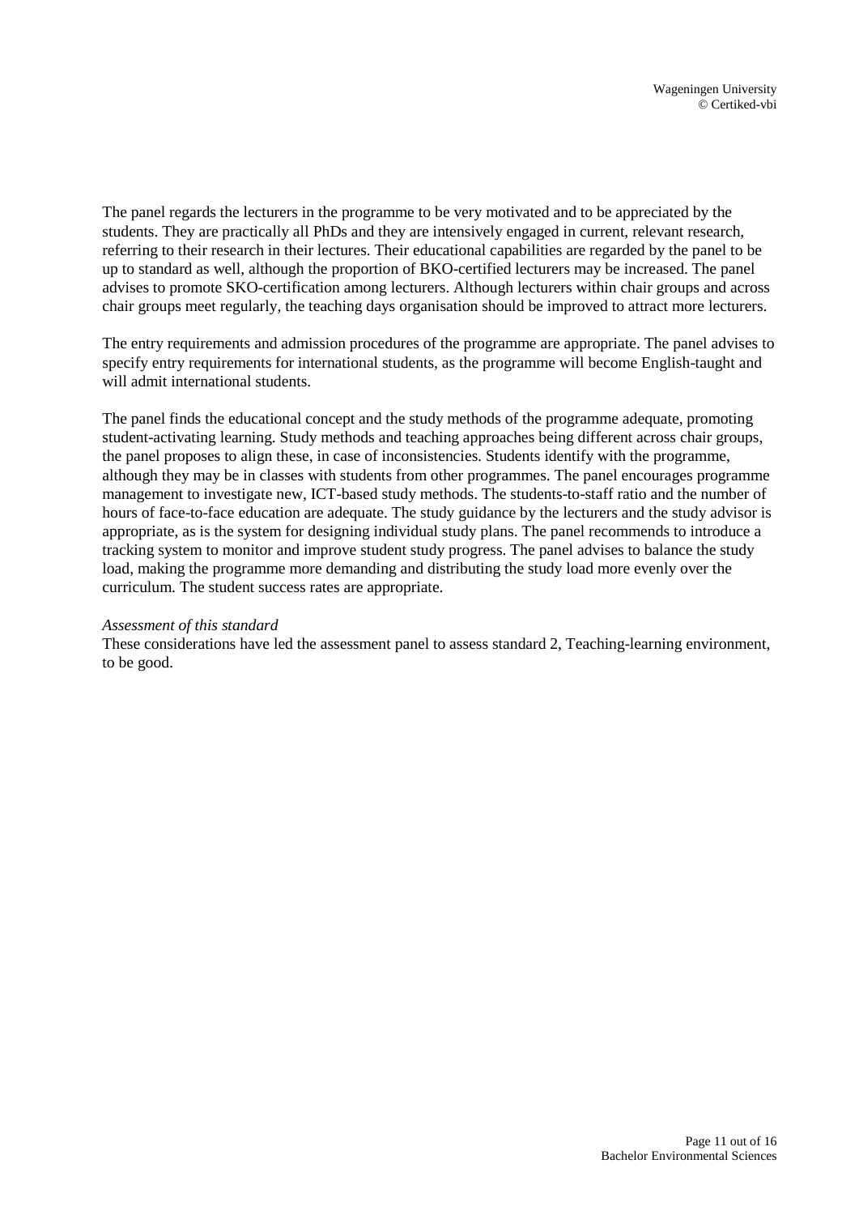The panel regards the lecturers in the programme to be very motivated and to be appreciated by the students. They are practically all PhDs and they are intensively engaged in current, relevant research, referring to their research in their lectures. Their educational capabilities are regarded by the panel to be up to standard as well, although the proportion of BKO-certified lecturers may be increased. The panel advises to promote SKO-certification among lecturers. Although lecturers within chair groups and across chair groups meet regularly, the teaching days organisation should be improved to attract more lecturers.

The entry requirements and admission procedures of the programme are appropriate. The panel advises to specify entry requirements for international students, as the programme will become English-taught and will admit international students.

The panel finds the educational concept and the study methods of the programme adequate, promoting student-activating learning. Study methods and teaching approaches being different across chair groups, the panel proposes to align these, in case of inconsistencies. Students identify with the programme, although they may be in classes with students from other programmes. The panel encourages programme management to investigate new, ICT-based study methods. The students-to-staff ratio and the number of hours of face-to-face education are adequate. The study guidance by the lecturers and the study advisor is appropriate, as is the system for designing individual study plans. The panel recommends to introduce a tracking system to monitor and improve student study progress. The panel advises to balance the study load, making the programme more demanding and distributing the study load more evenly over the curriculum. The student success rates are appropriate.

*Assessment of this standard*
These considerations have led the assessment panel to assess standard 2, Teaching-learning environment, to be good.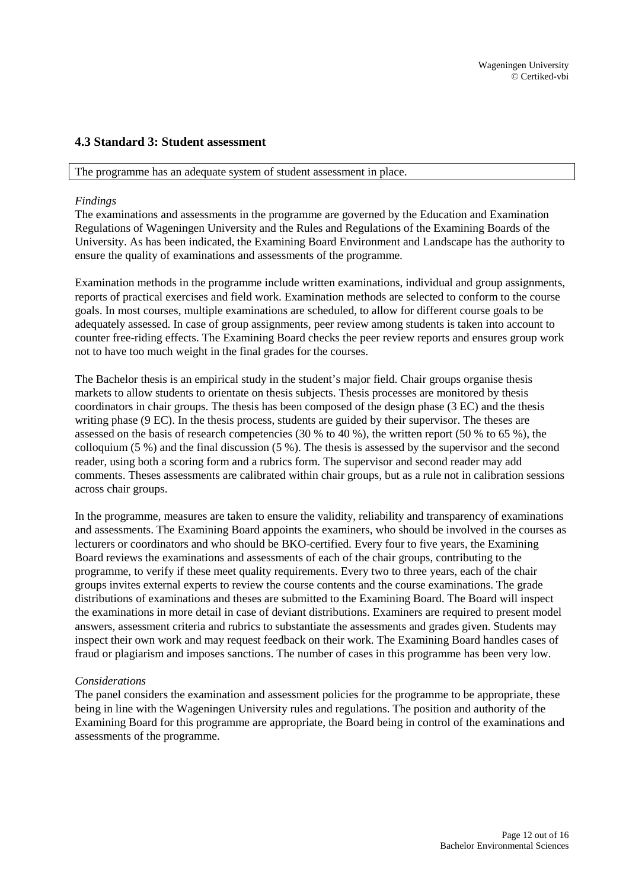### 4.3 Standard 3: Student assessment

The programme has an adequate system of student assessment in place.

*Findings*

The examinations and assessments in the programme are governed by the Education and Examination Regulations of Wageningen University and the Rules and Regulations of the Examining Boards of the University. As has been indicated, the Examining Board Environment and Landscape has the authority to ensure the quality of examinations and assessments of the programme.

Examination methods in the programme include written examinations, individual and group assignments, reports of practical exercises and field work. Examination methods are selected to conform to the course goals. In most courses, multiple examinations are scheduled, to allow for different course goals to be adequately assessed. In case of group assignments, peer review among students is taken into account to counter free-riding effects. The Examining Board checks the peer review reports and ensures group work not to have too much weight in the final grades for the courses.

The Bachelor thesis is an empirical study in the student's major field. Chair groups organise thesis markets to allow students to orientate on thesis subjects. Thesis processes are monitored by thesis coordinators in chair groups. The thesis has been composed of the design phase (3 EC) and the thesis writing phase (9 EC). In the thesis process, students are guided by their supervisor. The theses are assessed on the basis of research competencies (30 % to 40 %), the written report (50 % to 65 %), the colloquium (5 %) and the final discussion (5 %). The thesis is assessed by the supervisor and the second reader, using both a scoring form and a rubrics form. The supervisor and second reader may add comments. Theses assessments are calibrated within chair groups, but as a rule not in calibration sessions across chair groups.

In the programme, measures are taken to ensure the validity, reliability and transparency of examinations and assessments. The Examining Board appoints the examiners, who should be involved in the courses as lecturers or coordinators and who should be BKO-certified. Every four to five years, the Examining Board reviews the examinations and assessments of each of the chair groups, contributing to the programme, to verify if these meet quality requirements. Every two to three years, each of the chair groups invites external experts to review the course contents and the course examinations. The grade distributions of examinations and theses are submitted to the Examining Board. The Board will inspect the examinations in more detail in case of deviant distributions. Examiners are required to present model answers, assessment criteria and rubrics to substantiate the assessments and grades given. Students may inspect their own work and may request feedback on their work. The Examining Board handles cases of fraud or plagiarism and imposes sanctions. The number of cases in this programme has been very low.

*Considerations*

The panel considers the examination and assessment policies for the programme to be appropriate, these being in line with the Wageningen University rules and regulations. The position and authority of the Examining Board for this programme are appropriate, the Board being in control of the examinations and assessments of the programme.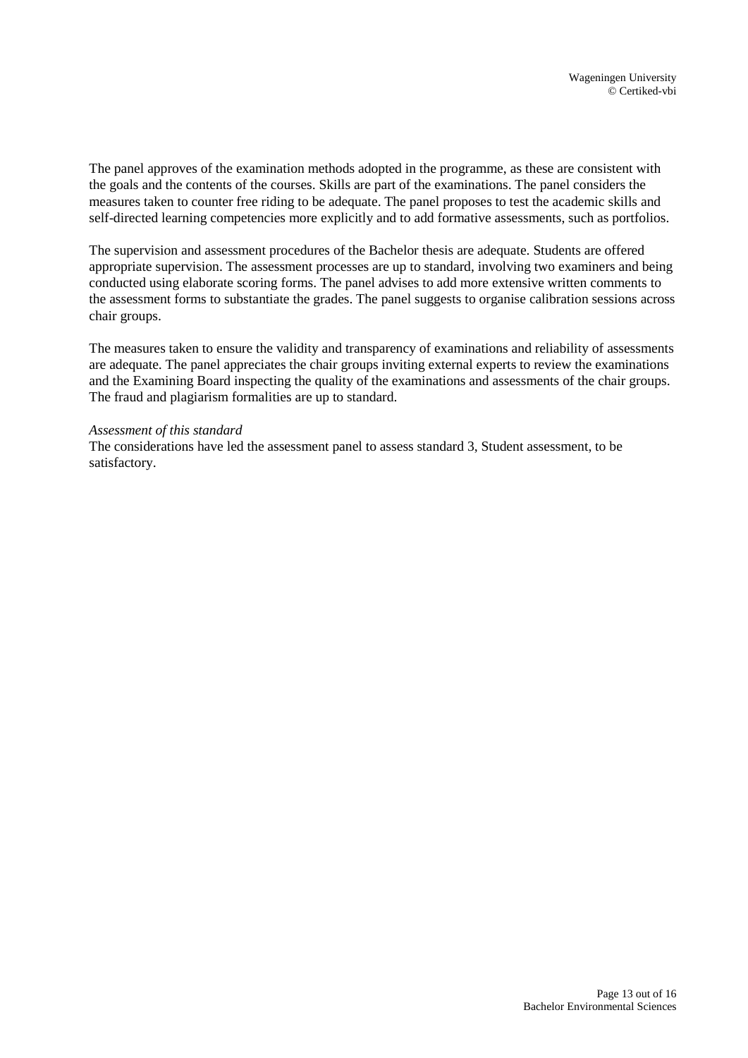The panel approves of the examination methods adopted in the programme, as these are consistent with the goals and the contents of the courses. Skills are part of the examinations. The panel considers the measures taken to counter free riding to be adequate. The panel proposes to test the academic skills and self-directed learning competencies more explicitly and to add formative assessments, such as portfolios.

The supervision and assessment procedures of the Bachelor thesis are adequate. Students are offered appropriate supervision. The assessment processes are up to standard, involving two examiners and being conducted using elaborate scoring forms. The panel advises to add more extensive written comments to the assessment forms to substantiate the grades. The panel suggests to organise calibration sessions across chair groups.

The measures taken to ensure the validity and transparency of examinations and reliability of assessments are adequate. The panel appreciates the chair groups inviting external experts to review the examinations and the Examining Board inspecting the quality of the examinations and assessments of the chair groups. The fraud and plagiarism formalities are up to standard.

*Assessment of this standard*

The considerations have led the assessment panel to assess standard 3, Student assessment, to be satisfactory.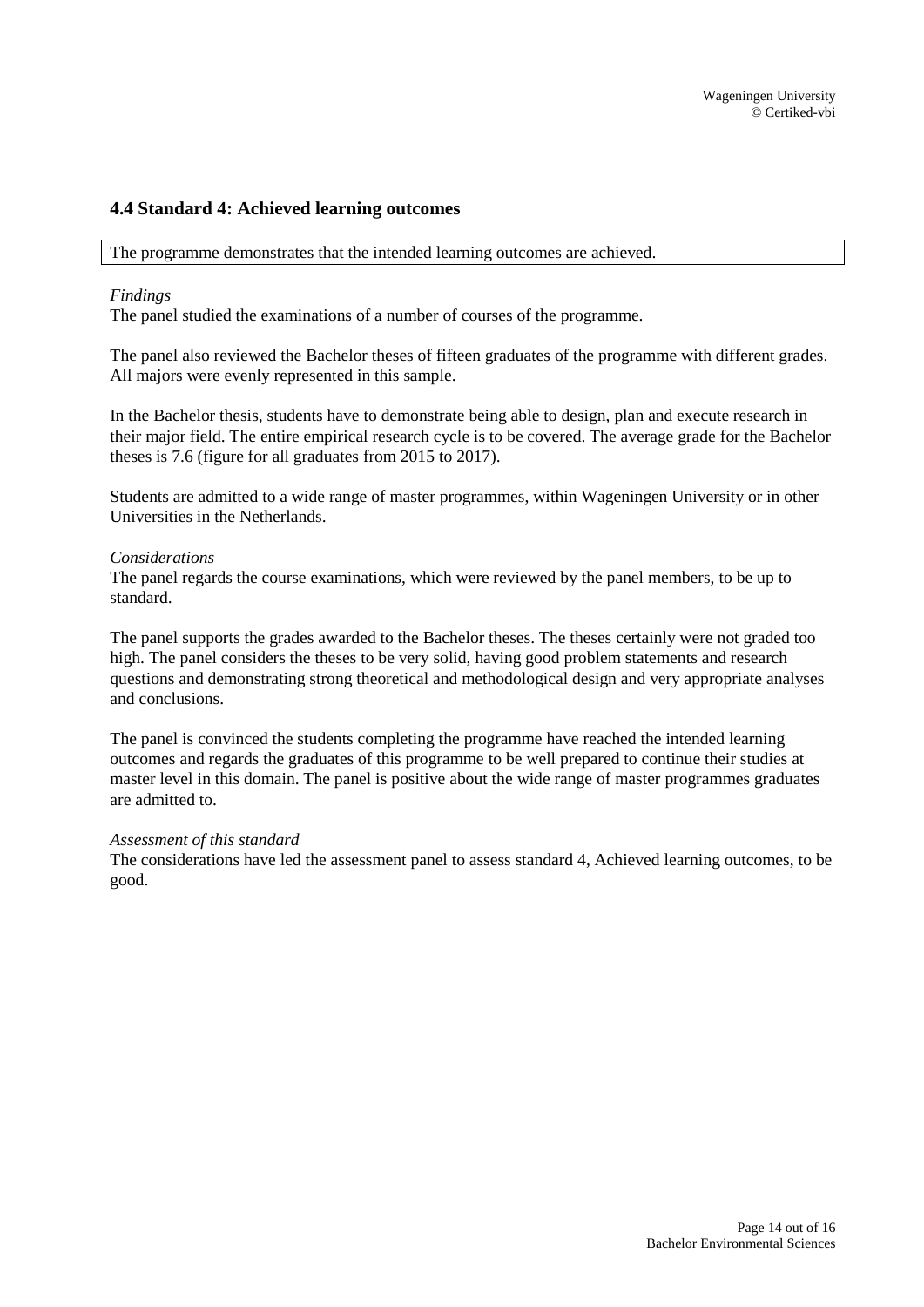## 4.4 Standard 4: Achieved learning outcomes

| The programme demonstrates that the intended learning outcomes are achieved. |
| --- |

*Findings*
The panel studied the examinations of a number of courses of the programme.

The panel also reviewed the Bachelor theses of fifteen graduates of the programme with different grades. All majors were evenly represented in this sample.

In the Bachelor thesis, students have to demonstrate being able to design, plan and execute research in their major field. The entire empirical research cycle is to be covered. The average grade for the Bachelor theses is 7.6 (figure for all graduates from 2015 to 2017).

Students are admitted to a wide range of master programmes, within Wageningen University or in other Universities in the Netherlands.

*Considerations*
The panel regards the course examinations, which were reviewed by the panel members, to be up to standard.

The panel supports the grades awarded to the Bachelor theses. The theses certainly were not graded too high. The panel considers the theses to be very solid, having good problem statements and research questions and demonstrating strong theoretical and methodological design and very appropriate analyses and conclusions.

The panel is convinced the students completing the programme have reached the intended learning outcomes and regards the graduates of this programme to be well prepared to continue their studies at master level in this domain. The panel is positive about the wide range of master programmes graduates are admitted to.

*Assessment of this standard*
The considerations have led the assessment panel to assess standard 4, Achieved learning outcomes, to be good.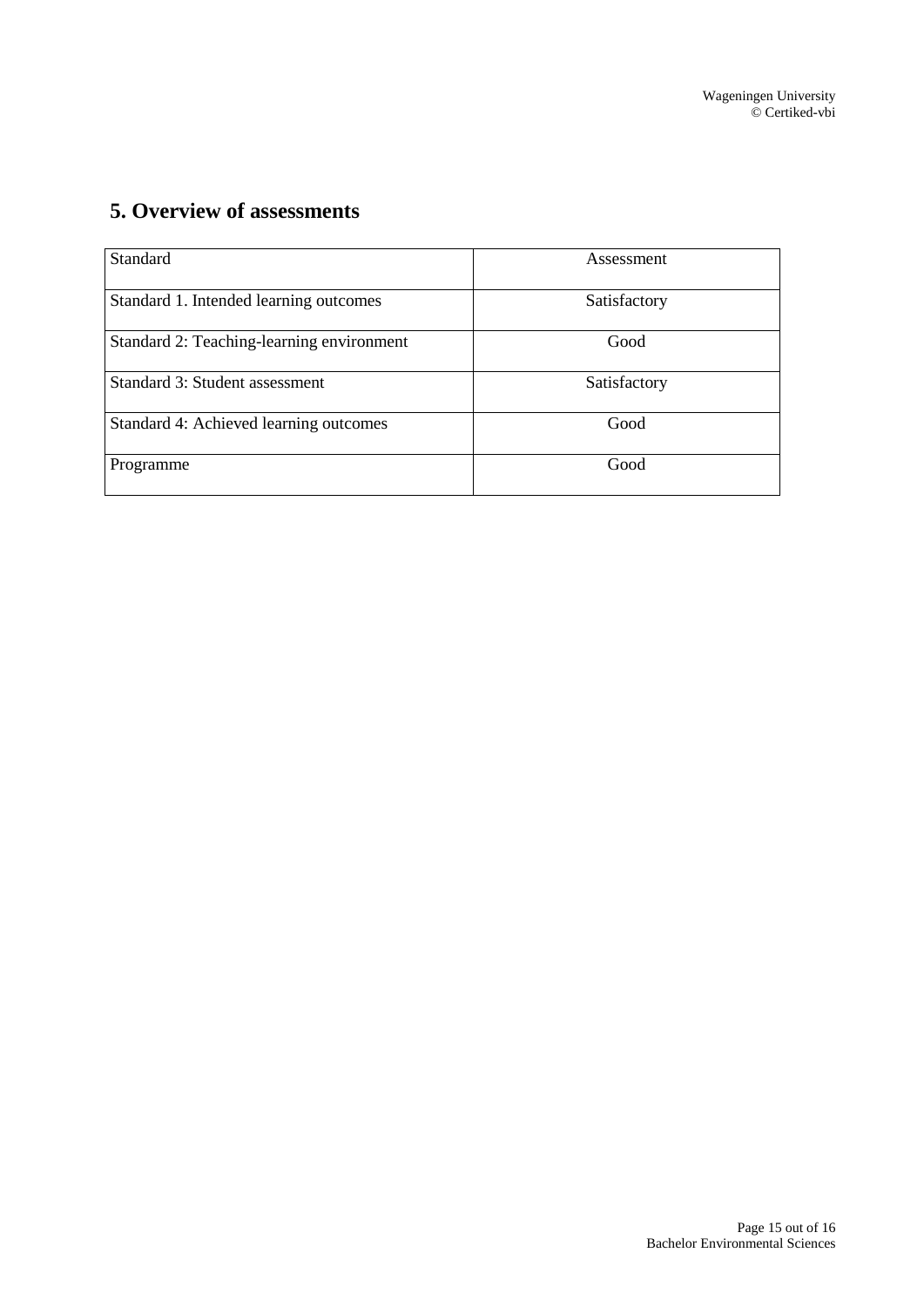## 5. Overview of assessments

| Standard | Assessment |
| --- | --- |
| Standard 1. Intended learning outcomes | Satisfactory |
| Standard 2: Teaching-learning environment | Good |
| Standard 3: Student assessment | Satisfactory |
| Standard 4: Achieved learning outcomes | Good |
| Programme | Good |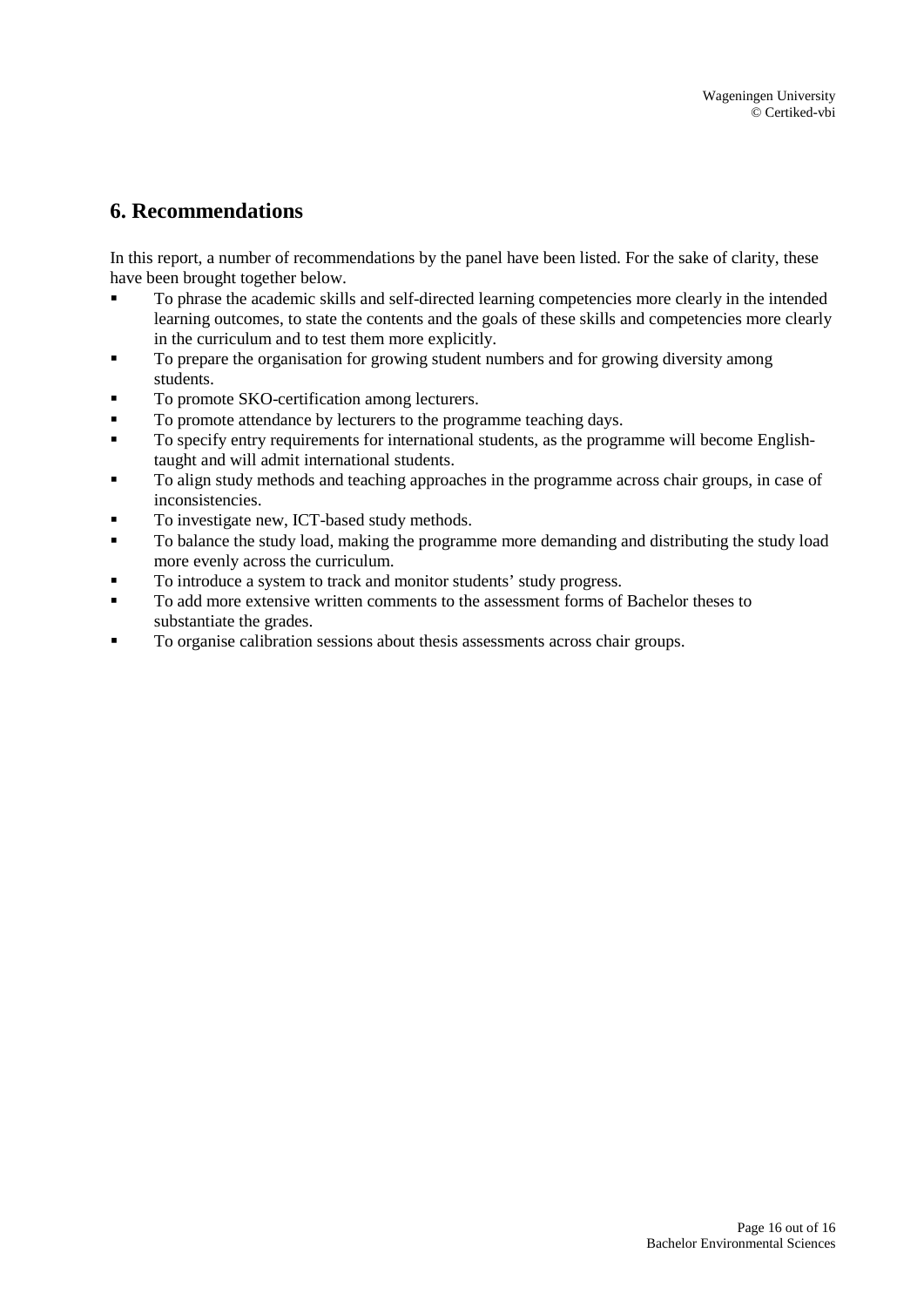## 6. Recommendations

In this report, a number of recommendations by the panel have been listed. For the sake of clarity, these have been brought together below.

- To phrase the academic skills and self-directed learning competencies more clearly in the intended learning outcomes, to state the contents and the goals of these skills and competencies more clearly in the curriculum and to test them more explicitly.
- To prepare the organisation for growing student numbers and for growing diversity among students.
- To promote SKO-certification among lecturers.
- To promote attendance by lecturers to the programme teaching days.
- To specify entry requirements for international students, as the programme will become English-taught and will admit international students.
- To align study methods and teaching approaches in the programme across chair groups, in case of inconsistencies.
- To investigate new, ICT-based study methods.
- To balance the study load, making the programme more demanding and distributing the study load more evenly across the curriculum.
- To introduce a system to track and monitor students' study progress.
- To add more extensive written comments to the assessment forms of Bachelor theses to substantiate the grades.
- To organise calibration sessions about thesis assessments across chair groups.